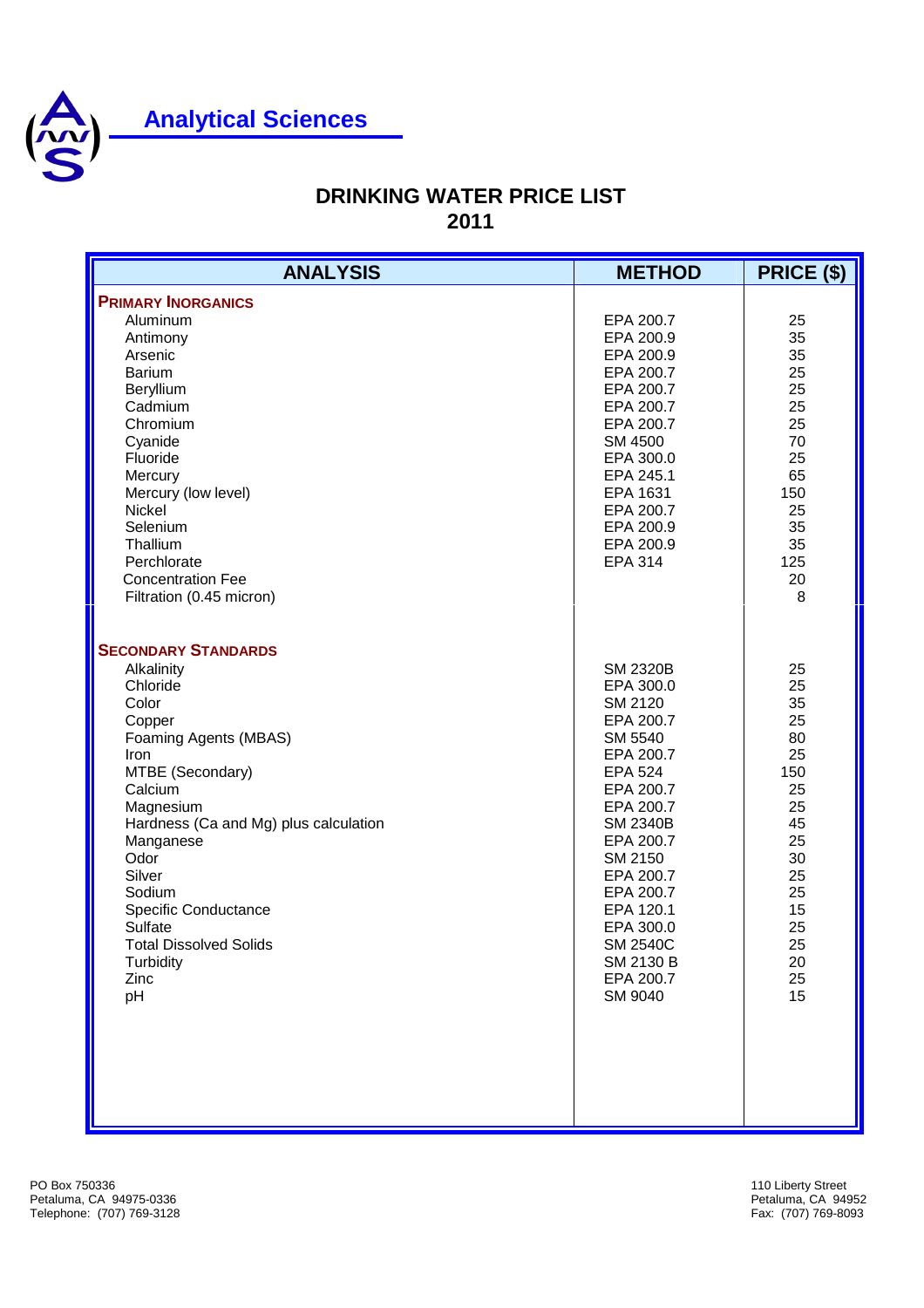# Analytical Sciences

## DRINKING WATER PRICE LIST
## 2011

| ANALYSIS | METHOD | PRICE ($) |
|---|---|---|
| **PRIMARY INORGANICS** | | |
| Aluminum | EPA 200.7 | 25 |
| Antimony | EPA 200.9 | 35 |
| Arsenic | EPA 200.9 | 35 |
| Barium | EPA 200.7 | 25 |
| Beryllium | EPA 200.7 | 25 |
| Cadmium | EPA 200.7 | 25 |
| Chromium | EPA 200.7 | 25 |
| Cyanide | SM 4500 | 70 |
| Fluoride | EPA 300.0 | 25 |
| Mercury | EPA 245.1 | 65 |
| Mercury (low level) | EPA 1631 | 150 |
| Nickel | EPA 200.7 | 25 |
| Selenium | EPA 200.9 | 35 |
| Thallium | EPA 200.9 | 35 |
| Perchlorate | EPA 314 | 125 |
| Concentration Fee | | 20 |
| Filtration (0.45 micron) | | 8 |
| **SECONDARY STANDARDS** | | |
| Alkalinity | SM 2320B | 25 |
| Chloride | EPA 300.0 | 25 |
| Color | SM 2120 | 35 |
| Copper | EPA 200.7 | 25 |
| Foaming Agents (MBAS) | SM 5540 | 80 |
| Iron | EPA 200.7 | 25 |
| MTBE (Secondary) | EPA 524 | 150 |
| Calcium | EPA 200.7 | 25 |
| Magnesium | EPA 200.7 | 25 |
| Hardness (Ca and Mg) plus calculation | SM 2340B | 45 |
| Manganese | EPA 200.7 | 25 |
| Odor | SM 2150 | 30 |
| Silver | EPA 200.7 | 25 |
| Sodium | EPA 200.7 | 25 |
| Specific Conductance | EPA 120.1 | 15 |
| Sulfate | EPA 300.0 | 25 |
| Total Dissolved Solids | SM 2540C | 25 |
| Turbidity | SM 2130 B | 20 |
| Zinc | EPA 200.7 | 25 |
| pH | SM 9040 | 15 |

PO Box 750336
Petaluma, CA 94975-0336
Telephone: (707) 769-3128

110 Liberty Street
Petaluma, CA 94952
Fax: (707) 769-8093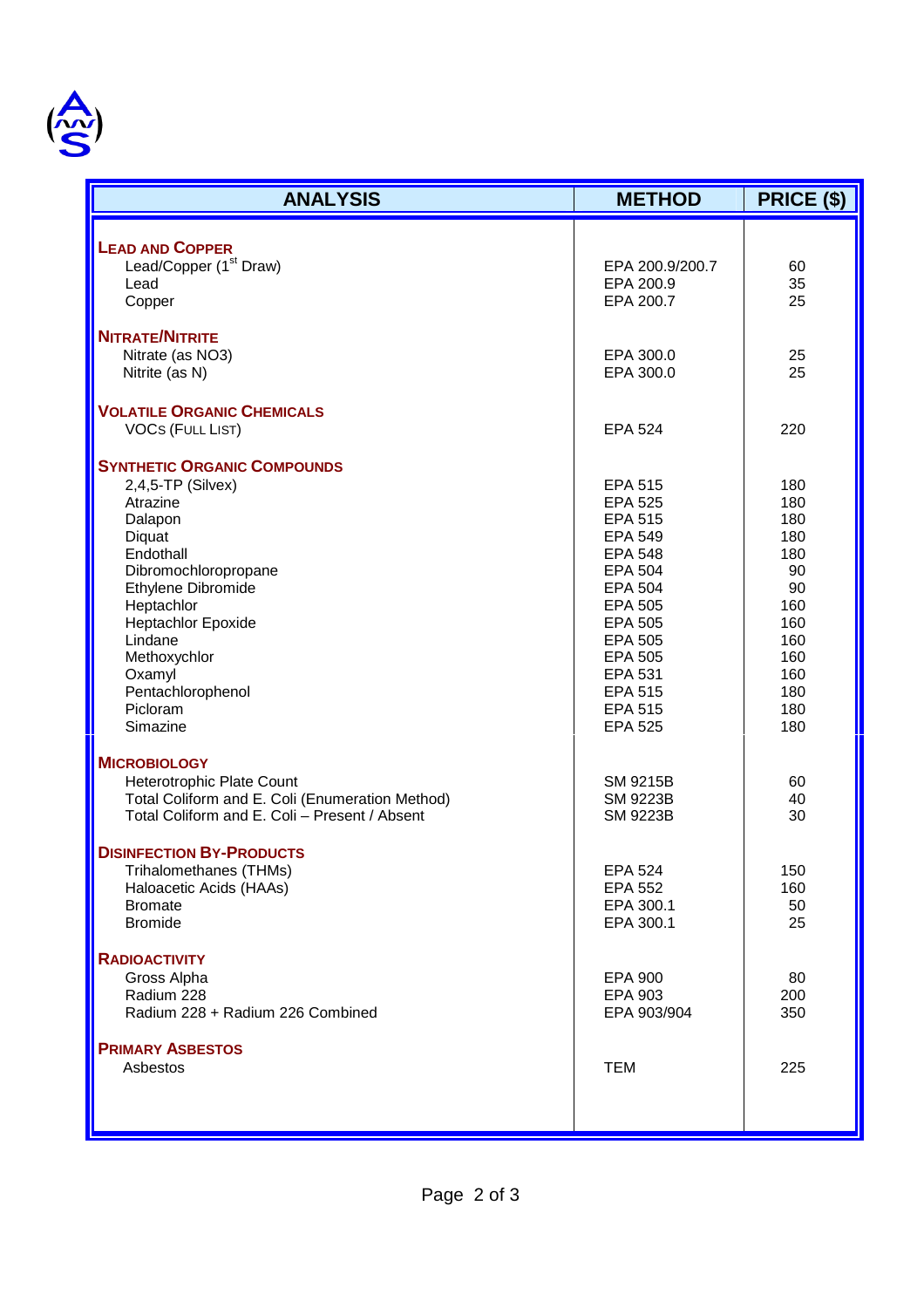| ANALYSIS | METHOD | PRICE ($) |
|---|---|---|
| **LEAD AND COPPER** | | |
| Lead/Copper (1st Draw) | EPA 200.9/200.7 | 60 |
| Lead | EPA 200.9 | 35 |
| Copper | EPA 200.7 | 25 |
| **NITRATE/NITRITE** | | |
| Nitrate (as NO3) | EPA 300.0 | 25 |
| Nitrite (as N) | EPA 300.0 | 25 |
| **VOLATILE ORGANIC CHEMICALS** | | |
| VOCs (FULL LIST) | EPA 524 | 220 |
| **SYNTHETIC ORGANIC COMPOUNDS** | | |
| 2,4,5-TP (Silvex) | EPA 515 | 180 |
| Atrazine | EPA 525 | 180 |
| Dalapon | EPA 515 | 180 |
| Diquat | EPA 549 | 180 |
| Endothall | EPA 548 | 180 |
| Dibromochloropropane | EPA 504 | 90 |
| Ethylene Dibromide | EPA 504 | 90 |
| Heptachlor | EPA 505 | 160 |
| Heptachlor Epoxide | EPA 505 | 160 |
| Lindane | EPA 505 | 160 |
| Methoxychlor | EPA 505 | 160 |
| Oxamyl | EPA 531 | 160 |
| Pentachlorophenol | EPA 515 | 180 |
| Picloram | EPA 515 | 180 |
| Simazine | EPA 525 | 180 |
| **MICROBIOLOGY** | | |
| Heterotrophic Plate Count | SM 9215B | 60 |
| Total Coliform and E. Coli (Enumeration Method) | SM 9223B | 40 |
| Total Coliform and E. Coli – Present / Absent | SM 9223B | 30 |
| **DISINFECTION BY-PRODUCTS** | | |
| Trihalomethanes (THMs) | EPA 524 | 150 |
| Haloacetic Acids (HAAs) | EPA 552 | 160 |
| Bromate | EPA 300.1 | 50 |
| Bromide | EPA 300.1 | 25 |
| **RADIOACTIVITY** | | |
| Gross Alpha | EPA 900 | 80 |
| Radium 228 | EPA 903 | 200 |
| Radium 228 + Radium 226 Combined | EPA 903/904 | 350 |
| **PRIMARY ASBESTOS** | | |
| Asbestos | TEM | 225 |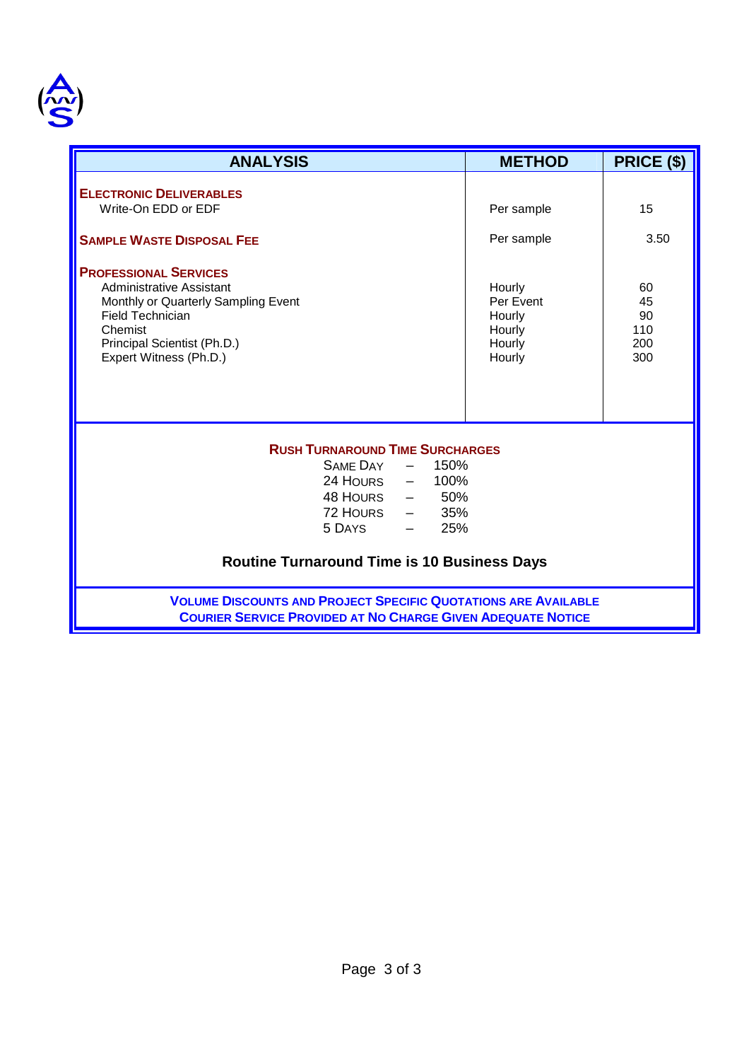| ANALYSIS | METHOD | PRICE ($) |
|---|---|---|
| **ELECTRONIC DELIVERABLES** | | |
| Write-On EDD or EDF | Per sample | 15 |
| **SAMPLE WASTE DISPOSAL FEE** | Per sample | 3.50 |
| **PROFESSIONAL SERVICES** | | |
| Administrative Assistant | Hourly | 60 |
| Monthly or Quarterly Sampling Event | Per Event | 45 |
| Field Technician | Hourly | 90 |
| Chemist | Hourly | 110 |
| Principal Scientist (Ph.D.) | Hourly | 200 |
| Expert Witness (Ph.D.) | Hourly | 300 |

**RUSH TURNAROUND TIME SURCHARGES**

SAME DAY – 150%
24 HOURS – 100%
48 HOURS – 50%
72 HOURS – 35%
5 DAYS – 25%

**Routine Turnaround Time is 10 Business Days**

**VOLUME DISCOUNTS AND PROJECT SPECIFIC QUOTATIONS ARE AVAILABLE**
**COURIER SERVICE PROVIDED AT NO CHARGE GIVEN ADEQUATE NOTICE**